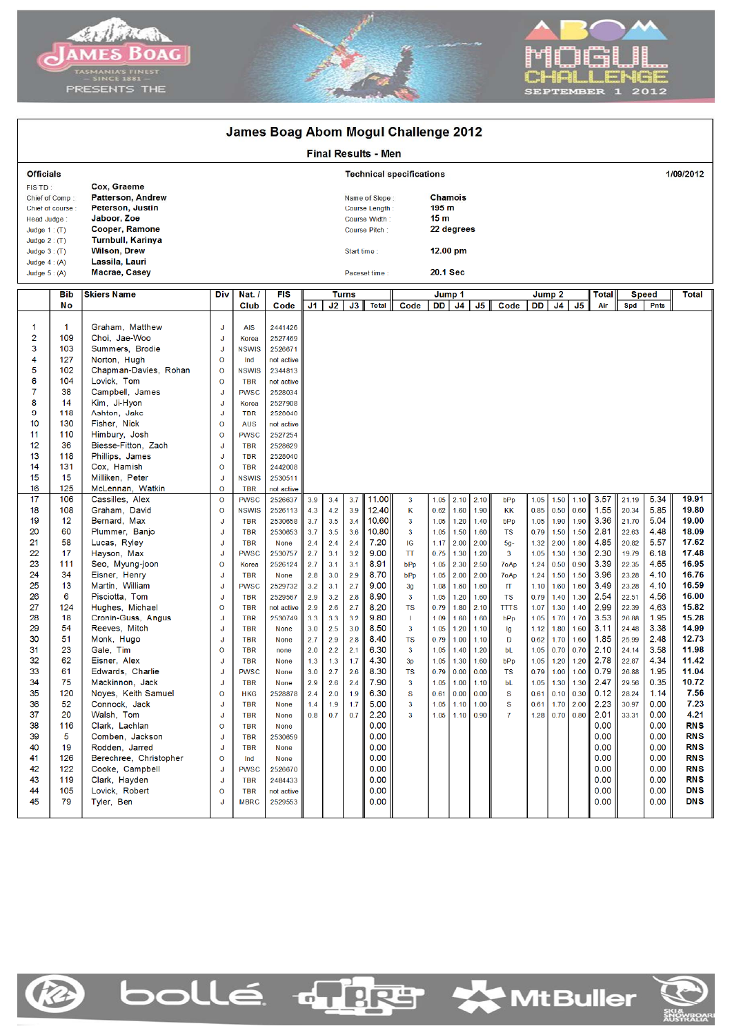James Boag
TASMANIA'S FINEST
— SINCE 1883 —
PRESENTS THE

ABOM MOGUL CHALLENGE
SEPTEMBER 1 2012

# James Boag Abom Mogul Challenge 2012

## Final Results - Men

**Officials**

| | |
|---|---|
| FIS TD : | Cox, Graeme |
| Chief of Comp : | Patterson, Andrew |
| Chief of course : | Peterson, Justin |
| Head Judge : | Jaboor, Zoe |
| Judge 1 : (T) | Cooper, Ramone |
| Judge 2 : (T) | Turnbull, Karinya |
| Judge 3 : (T) | Wilson, Drew |
| Judge 4 : (A) | Lassila, Lauri |
| Judge 5 : (A) | Macrae, Casey |

**Technical specifications** 1/09/2012

| | |
|---|---|
| Name of Slope : | Chamois |
| Course Length : | 195 m |
| Course Width : | 15 m |
| Course Pitch : | 22 degrees |
| Start time : | 12.00 pm |
| Paceset time : | 20.1 Sec |

| | Bib | Skiers Name | Div | Nat. / | FIS | Turns | | | | Jump 1 | | | | Jump 2 | | | | Total | Speed | | Total |
|---|---|---|---|---|---|---|---|---|---|---|---|---|---|---|---|---|---|---|---|---|---|
| | No | | | Club | Code | J1 | J2 | J3 | Total | Code | DD | J4 | J5 | Code | DD | J4 | J5 | Air | Spd | Pnts | |
| 1 | 1 | Graham, Matthew | J | AIS | 2441426 | | | | | | | | | | | | | | | | |
| 2 | 109 | Choi, Jae-Woo | J | Korea | 2527469 | | | | | | | | | | | | | | | | |
| 3 | 103 | Summers, Brodie | J | NSWIS | 2526671 | | | | | | | | | | | | | | | | |
| 4 | 127 | Norton, Hugh | O | Ind | not active | | | | | | | | | | | | | | | | |
| 5 | 102 | Chapman-Davies, Rohan | O | NSWIS | 2344813 | | | | | | | | | | | | | | | | |
| 6 | 104 | Lovick, Tom | O | TBR | not active | | | | | | | | | | | | | | | | |
| 7 | 38 | Campbell, James | J | PWSC | 2528034 | | | | | | | | | | | | | | | | |
| 8 | 14 | Kim, Ji-Hyon | J | Korea | 2527908 | | | | | | | | | | | | | | | | |
| 9 | 118 | Ashton, Jake | J | TBR | 2520040 | | | | | | | | | | | | | | | | |
| 10 | 130 | Fisher, Nick | O | AUS | not active | | | | | | | | | | | | | | | | |
| 11 | 110 | Himbury, Josh | O | PWSC | 2527254 | | | | | | | | | | | | | | | | |
| 12 | 36 | Biesse-Fitton, Zach | J | TBR | 2528629 | | | | | | | | | | | | | | | | |
| 13 | 118 | Phillips, James | J | TBR | 2528040 | | | | | | | | | | | | | | | | |
| 14 | 131 | Cox, Hamish | O | TBR | 2442008 | | | | | | | | | | | | | | | | |
| 15 | 15 | Milliken, Peter | J | NSWIS | 2530511 | | | | | | | | | | | | | | | | |
| 16 | 125 | McLennan, Watkin | O | TBR | not active | | | | | | | | | | | | | | | | |
| 17 | 106 | Cassilles, Alex | O | PWSC | 2526637 | 3.9 | 3.4 | 3.7 | 11.00 | 3 | 1.05 | 2.10 | 2.10 | bPp | 1.05 | 1.50 | 1.10 | 3.57 | 21.19 | 5.34 | 19.91 |
| 18 | 108 | Graham, David | O | NSWIS | 2526113 | 4.3 | 4.2 | 3.9 | 12.40 | K | 0.62 | 1.60 | 1.90 | KK | 0.85 | 0.50 | 0.60 | 1.55 | 20.34 | 5.85 | 19.80 |
| 19 | 12 | Bernard, Max | J | TBR | 2530658 | 3.7 | 3.5 | 3.4 | 10.60 | 3 | 1.05 | 1.20 | 1.40 | bPp | 1.05 | 1.90 | 1.90 | 3.36 | 21.70 | 5.04 | 19.00 |
| 20 | 60 | Plummer, Banjo | J | TBR | 2530653 | 3.7 | 3.5 | 3.6 | 10.80 | 3 | 1.05 | 1.50 | 1.60 | TS | 0.79 | 1.50 | 1.50 | 2.81 | 22.63 | 4.48 | 18.09 |
| 21 | 58 | Lucas, Ryley | J | TBR | None | 2.4 | 2.4 | 2.4 | 7.20 | IG | 1.17 | 2.00 | 2.00 | 5g- | 1.32 | 2.00 | 1.80 | 4.85 | 20.82 | 5.57 | 17.62 |
| 22 | 17 | Hayson, Max | J | PWSC | 2530757 | 2.7 | 3.1 | 3.2 | 9.00 | TT | 0.75 | 1.30 | 1.20 | 3 | 1.05 | 1.30 | 1.30 | 2.30 | 19.79 | 6.18 | 17.48 |
| 23 | 111 | Seo, Myung-joon | O | Korea | 2526124 | 2.7 | 3.1 | 3.1 | 8.91 | bPp | 1.05 | 2.30 | 2.50 | 7oAp | 1.24 | 0.50 | 0.90 | 3.39 | 22.35 | 4.65 | 16.95 |
| 24 | 34 | Eisner, Henry | J | TBR | None | 2.8 | 3.0 | 2.9 | 8.70 | bPp | 1.05 | 2.00 | 2.00 | 7oAp | 1.24 | 1.50 | 1.50 | 3.96 | 23.28 | 4.10 | 16.76 |
| 25 | 13 | Martin, William | J | PWSC | 2529732 | 3.2 | 3.1 | 2.7 | 9.00 | 3g | 1.08 | 1.60 | 1.60 | fT | 1.10 | 1.60 | 1.60 | 3.49 | 23.28 | 4.10 | 16.59 |
| 26 | 6 | Pisciotta, Tom | J | TBR | 2529567 | 2.9 | 3.2 | 2.8 | 8.90 | 3 | 1.05 | 1.20 | 1.60 | TS | 0.79 | 1.40 | 1.30 | 2.54 | 22.51 | 4.56 | 16.00 |
| 27 | 124 | Hughes, Michael | O | TBR | not active | 2.9 | 2.6 | 2.7 | 8.20 | TS | 0.79 | 1.80 | 2.10 | TTTS | 1.07 | 1.30 | 1.40 | 2.99 | 22.39 | 4.63 | 15.82 |
| 28 | 18 | Cronin-Guss, Angus | J | TBR | 2530749 | 3.3 | 3.3 | 3.2 | 9.80 | I | 1.09 | 1.60 | 1.60 | bPp | 1.05 | 1.70 | 1.70 | 3.53 | 26.88 | 1.95 | 15.28 |
| 29 | 54 | Reeves, Mitch | J | TBR | None | 3.0 | 2.5 | 3.0 | 8.50 | 3 | 1.05 | 1.20 | 1.10 | Ig | 1.12 | 1.80 | 1.60 | 3.11 | 24.48 | 3.38 | 14.99 |
| 30 | 51 | Monk, Hugo | J | TBR | None | 2.7 | 2.9 | 2.8 | 8.40 | TS | 0.79 | 1.00 | 1.10 | D | 0.62 | 1.70 | 1.60 | 1.85 | 25.99 | 2.48 | 12.73 |
| 31 | 23 | Gale, Tim | O | TBR | none | 2.0 | 2.2 | 2.1 | 6.30 | 3 | 1.05 | 1.40 | 1.20 | bL | 1.05 | 0.70 | 0.70 | 2.10 | 24.14 | 3.58 | 11.98 |
| 32 | 62 | Eisner, Alex | J | TBR | None | 1.3 | 1.3 | 1.7 | 4.30 | 3p | 1.05 | 1.30 | 1.60 | bPp | 1.05 | 1.20 | 1.20 | 2.78 | 22.87 | 4.34 | 11.42 |
| 33 | 61 | Edwards, Charlie | J | PWSC | None | 3.0 | 2.7 | 2.6 | 8.30 | TS | 0.79 | 0.00 | 0.00 | TS | 0.79 | 1.00 | 1.00 | 0.79 | 26.88 | 1.95 | 11.04 |
| 34 | 75 | Mackinnon, Jack | J | TBR | None | 2.9 | 2.6 | 2.4 | 7.90 | 3 | 1.05 | 1.00 | 1.10 | bL | 1.05 | 1.30 | 1.30 | 2.47 | 29.56 | 0.35 | 10.72 |
| 35 | 120 | Noyes, Keith Samuel | O | HKG | 2528878 | 2.4 | 2.0 | 1.9 | 6.30 | S | 0.61 | 0.00 | 0.00 | S | 0.61 | 0.10 | 0.30 | 0.12 | 28.24 | 1.14 | 7.56 |
| 36 | 52 | Connock, Jack | J | TBR | None | 1.4 | 1.9 | 1.7 | 5.00 | 3 | 1.05 | 1.10 | 1.00 | S | 0.61 | 1.70 | 2.00 | 2.23 | 30.97 | 0.00 | 7.23 |
| 37 | 20 | Walsh, Tom | J | TBR | None | 0.8 | 0.7 | 0.7 | 2.20 | 3 | 1.05 | 1.10 | 0.90 | 7 | 1.28 | 0.70 | 0.80 | 2.01 | 33.31 | 0.00 | 4.21 |
| 38 | 116 | Clark, Lachlan | O | TBR | None | | | | 0.00 | | | | | | | | | 0.00 | | 0.00 | RNS |
| 39 | 5 | Comben, Jackson | J | TBR | 2530659 | | | | 0.00 | | | | | | | | | 0.00 | | 0.00 | RNS |
| 40 | 19 | Rodden, Jarred | J | TBR | None | | | | 0.00 | | | | | | | | | 0.00 | | 0.00 | RNS |
| 41 | 126 | Berechree, Christopher | O | Ind | None | | | | 0.00 | | | | | | | | | 0.00 | | 0.00 | RNS |
| 42 | 122 | Cooke, Campbell | J | PWSC | 2526670 | | | | 0.00 | | | | | | | | | 0.00 | | 0.00 | RNS |
| 43 | 119 | Clark, Hayden | J | TBR | 2484433 | | | | 0.00 | | | | | | | | | 0.00 | | 0.00 | RNS |
| 44 | 105 | Lovick, Robert | O | TBR | not active | | | | 0.00 | | | | | | | | | 0.00 | | 0.00 | DNS |
| 45 | 79 | Tyler, Ben | J | MBRC | 2529553 | | | | 0.00 | | | | | | | | | 0.00 | | 0.00 | DNS |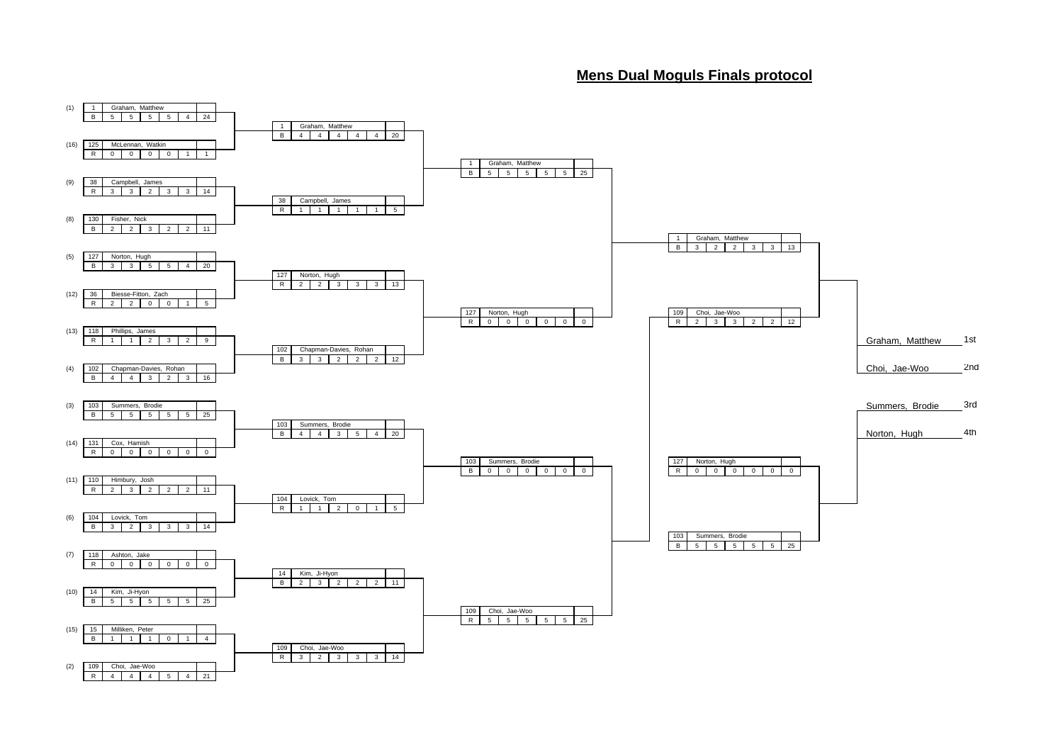# Mens Dual Moguls Finals protocol

## Round of 16

| Seed | Bib | Name | Course | J1 | J2 | J3 | J4 | J5 | Total |
|---|---|---|---|---|---|---|---|---|---|
| (1) | 1 | Graham, Matthew | B | 5 | 5 | 5 | 5 | 4 | 24 |
| (16) | 125 | McLennan, Watkin | R | 0 | 0 | 0 | 0 | 1 | 1 |
| (9) | 38 | Campbell, James | R | 3 | 3 | 2 | 3 | 3 | 14 |
| (8) | 130 | Fisher, Nick | B | 2 | 2 | 3 | 2 | 2 | 11 |
| (5) | 127 | Norton, Hugh | B | 3 | 3 | 5 | 5 | 4 | 20 |
| (12) | 36 | Biesse-Fitton, Zach | R | 2 | 2 | 0 | 0 | 1 | 5 |
| (13) | 118 | Phillips, James | R | 1 | 1 | 2 | 3 | 2 | 9 |
| (4) | 102 | Chapman-Davies, Rohan | B | 4 | 4 | 3 | 2 | 3 | 16 |
| (3) | 103 | Summers, Brodie | B | 5 | 5 | 5 | 5 | 5 | 25 |
| (14) | 131 | Cox, Hamish | R | 0 | 0 | 0 | 0 | 0 | 0 |
| (11) | 110 | Himbury, Josh | R | 2 | 3 | 2 | 2 | 2 | 11 |
| (6) | 104 | Lovick, Tom | B | 3 | 2 | 3 | 3 | 3 | 14 |
| (7) | 118 | Ashton, Jake | R | 0 | 0 | 0 | 0 | 0 | 0 |
| (10) | 14 | Kim, Ji-Hyon | B | 5 | 5 | 5 | 5 | 5 | 25 |
| (15) | 15 | Milliken, Peter | B | 1 | 1 | 1 | 0 | 1 | 4 |
| (2) | 109 | Choi, Jae-Woo | R | 4 | 4 | 4 | 5 | 4 | 21 |

## Quarterfinals

| Bib | Name | Course | J1 | J2 | J3 | J4 | J5 | Total |
|---|---|---|---|---|---|---|---|---|
| 1 | Graham, Matthew | B | 4 | 4 | 4 | 4 | 4 | 20 |
| 38 | Campbell, James | R | 1 | 1 | 1 | 1 | 1 | 5 |
| 127 | Norton, Hugh | R | 2 | 2 | 3 | 3 | 3 | 13 |
| 102 | Chapman-Davies, Rohan | B | 3 | 3 | 2 | 2 | 2 | 12 |
| 103 | Summers, Brodie | B | 4 | 4 | 3 | 5 | 4 | 20 |
| 104 | Lovick, Tom | R | 1 | 1 | 2 | 0 | 1 | 5 |
| 14 | Kim, Ji-Hyon | B | 2 | 3 | 2 | 2 | 2 | 11 |
| 109 | Choi, Jae-Woo | R | 3 | 2 | 3 | 3 | 3 | 14 |

## Semifinals

| Bib | Name | Course | J1 | J2 | J3 | J4 | J5 | Total |
|---|---|---|---|---|---|---|---|---|
| 1 | Graham, Matthew | B | 5 | 5 | 5 | 5 | 5 | 25 |
| 127 | Norton, Hugh | R | 0 | 0 | 0 | 0 | 0 | 0 |
| 103 | Summers, Brodie | B | 0 | 0 | 0 | 0 | 0 | 0 |
| 109 | Choi, Jae-Woo | R | 5 | 5 | 5 | 5 | 5 | 25 |

## Final

| Bib | Name | Course | J1 | J2 | J3 | J4 | J5 | Total |
|---|---|---|---|---|---|---|---|---|
| 1 | Graham, Matthew | B | 3 | 2 | 2 | 3 | 3 | 13 |
| 109 | Choi, Jae-Woo | R | 2 | 3 | 3 | 2 | 2 | 12 |

## Small Final

| Bib | Name | Course | J1 | J2 | J3 | J4 | J5 | Total |
|---|---|---|---|---|---|---|---|---|
| 127 | Norton, Hugh | R | 0 | 0 | 0 | 0 | 0 | 0 |
| 103 | Summers, Brodie | B | 5 | 5 | 5 | 5 | 5 | 25 |

## Final Ranking

| Name | Place |
|---|---|
| Graham, Matthew | 1st |
| Choi, Jae-Woo | 2nd |
| Summers, Brodie | 3rd |
| Norton, Hugh | 4th |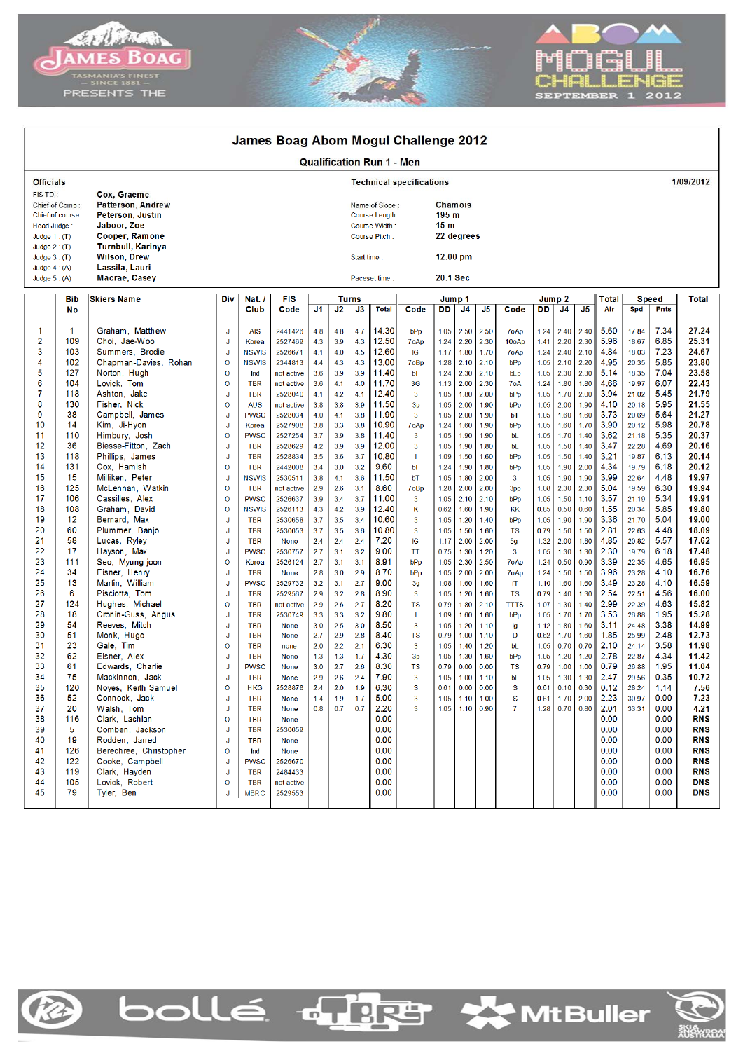# James Boag Abom Mogul Challenge 2012

## Qualification Run 1 - Men

**Officials**

| | |
|---|---|
| FIS TD : | **Cox, Graeme** |
| Chief of Comp : | **Patterson, Andrew** |
| Chief of course : | **Peterson, Justin** |
| Head Judge : | **Jaboor, Zoe** |
| Judge 1 : (T) | **Cooper, Ramone** |
| Judge 2 : (T) | **Turnbull, Karinya** |
| Judge 3 : (T) | **Wilson, Drew** |
| Judge 4 : (A) | **Lassila, Lauri** |
| Judge 5 : (A) | **Macrae, Casey** |

**Technical specifications** — 1/09/2012

| | |
|---|---|
| Name of Slope : | **Chamois** |
| Course Length : | **195 m** |
| Course Width : | **15 m** |
| Course Pitch : | **22 degrees** |
| Start time : | **12.00 pm** |
| Paceset time : | **20.1 Sec** |

| | Bib No | Skiers Name | Div | Nat. / Club | FIS Code | Turns J1 | J2 | J3 | Total | Jump 1 Code | DD | J4 | J5 | Jump 2 Code | DD | J4 | J5 | Total Air | Speed Spd | Pnts | Total |
|---|---|---|---|---|---|---|---|---|---|---|---|---|---|---|---|---|---|---|---|---|---|
| 1 | 1 | Graham, Matthew | J | AIS | 2441426 | 4.8 | 4.8 | 4.7 | 14.30 | bPp | 1.05 | 2.50 | 2.50 | 7oAp | 1.24 | 2.40 | 2.40 | 5.60 | 17.84 | 7.34 | 27.24 |
| 2 | 109 | Choi, Jae-Woo | J | Korea | 2527469 | 4.3 | 3.9 | 4.3 | 12.50 | 7oAp | 1.24 | 2.20 | 2.30 | 10oAp | 1.41 | 2.20 | 2.30 | 5.96 | 18.67 | 6.85 | 25.31 |
| 3 | 103 | Summers, Brodie | J | NSWIS | 2526671 | 4.1 | 4.0 | 4.5 | 12.60 | IG | 1.17 | 1.80 | 1.70 | 7oAp | 1.24 | 2.40 | 2.10 | 4.84 | 18.03 | 7.23 | 24.67 |
| 4 | 102 | Chapman-Davies, Rohan | O | NSWIS | 2344813 | 4.4 | 4.3 | 4.3 | 13.00 | 7oBp | 1.28 | 2.10 | 2.10 | bPp | 1.05 | 2.10 | 2.20 | 4.95 | 20.35 | 5.85 | 23.80 |
| 5 | 127 | Norton, Hugh | O | Ind | not active | 3.6 | 3.9 | 3.9 | 11.40 | bF | 1.24 | 2.30 | 2.10 | bLp | 1.05 | 2.30 | 2.30 | 5.14 | 18.35 | 7.04 | 23.58 |
| 6 | 104 | Lovick, Tom | O | TBR | not active | 3.6 | 4.1 | 4.0 | 11.70 | 3G | 1.13 | 2.00 | 2.30 | 7oA | 1.24 | 1.80 | 1.80 | 4.66 | 19.97 | 6.07 | 22.43 |
| 7 | 118 | Ashton, Jake | J | TBR | 2528040 | 4.1 | 4.2 | 4.1 | 12.40 | 3 | 1.05 | 1.80 | 2.00 | bPp | 1.05 | 1.70 | 2.00 | 3.94 | 21.02 | 5.45 | 21.79 |
| 8 | 130 | Fisher, Nick | O | AUS | not active | 3.8 | 3.8 | 3.9 | 11.50 | 3p | 1.05 | 2.00 | 1.90 | bPp | 1.05 | 2.00 | 1.90 | 4.10 | 20.18 | 5.95 | 21.55 |
| 9 | 38 | Campbell, James | J | PWSC | 2528034 | 4.0 | 4.1 | 3.8 | 11.90 | 3 | 1.05 | 1.60 | 1.80 | bT | 1.05 | 1.60 | 1.60 | 3.73 | 20.69 | 5.64 | 21.27 |
| 10 | 14 | Kim, Ji-Hyon | J | Korea | 2527908 | 3.8 | 3.3 | 3.8 | 10.90 | 7oAp | 1.24 | 1.60 | 1.90 | bPp | 1.05 | 1.60 | 1.60 | 3.90 | 20.12 | 5.98 | 20.78 |
| 11 | 110 | Himbury, Josh | O | PWSC | 2527254 | 3.7 | 3.9 | 3.8 | 11.40 | 3 | 1.05 | 1.90 | 1.90 | bL | 1.05 | 1.70 | 1.40 | 3.62 | 21.18 | 5.35 | 20.37 |
| 12 | 36 | Biesse-Fitton, Zach | J | TBR | 2528629 | 4.2 | 3.9 | 3.9 | 12.00 | 3 | 1.05 | 1.90 | 1.80 | bL | 1.05 | 1.50 | 1.40 | 3.47 | 22.28 | 4.69 | 20.16 |
| 13 | 118 | Phillips, James | J | TBR | 2528834 | 3.5 | 3.6 | 3.7 | 10.80 | I | 1.09 | 1.50 | 1.60 | bPp | 1.05 | 1.50 | 1.40 | 3.21 | 19.87 | 6.13 | 20.14 |
| 14 | 131 | Cox, Hamish | O | TBR | 2442008 | 3.4 | 3.0 | 3.2 | 9.60 | bF | 1.24 | 1.90 | 1.80 | bPp | 1.05 | 1.90 | 2.00 | 4.34 | 19.79 | 6.18 | 20.12 |
| 15 | 15 | Milliken, Peter | J | NSWIS | 2530511 | 3.8 | 4.1 | 3.6 | 11.50 | bT | 1.05 | 1.80 | 2.00 | 3 | 1.05 | 1.90 | 1.90 | 3.99 | 22.64 | 4.48 | 19.97 |
| 16 | 125 | McLennan, Watkin | O | TBR | not active | 2.9 | 2.6 | 3.1 | 8.60 | 7oBp | 1.28 | 2.00 | 2.00 | 3pp | 1.08 | 2.30 | 2.30 | 5.04 | 19.59 | 6.30 | 19.94 |
| 17 | 106 | Cassilles, Alex | O | PWSC | 2526637 | 3.9 | 3.4 | 3.7 | 11.00 | 3 | 1.05 | 2.10 | 2.10 | bPp | 1.05 | 1.50 | 1.10 | 3.57 | 21.19 | 5.34 | 19.91 |
| 18 | 108 | Graham, David | O | NSWIS | 2526113 | 4.3 | 4.2 | 3.9 | 12.40 | K | 0.62 | 1.60 | 1.90 | KK | 0.85 | 0.50 | 0.60 | 1.55 | 20.34 | 5.85 | 19.80 |
| 19 | 12 | Bernard, Max | J | TBR | 2530658 | 3.7 | 3.5 | 3.4 | 10.60 | 3 | 1.05 | 1.20 | 1.40 | bPp | 1.05 | 1.90 | 1.90 | 3.36 | 21.70 | 5.04 | 19.00 |
| 20 | 60 | Plummer, Banjo | J | TBR | 2530653 | 3.7 | 3.5 | 3.6 | 10.80 | 3 | 1.05 | 1.50 | 1.60 | TS | 0.79 | 1.50 | 1.50 | 2.81 | 22.63 | 4.48 | 18.09 |
| 21 | 58 | Lucas, Ryley | J | TBR | None | 2.4 | 2.4 | 2.4 | 7.20 | IG | 1.17 | 2.00 | 2.00 | 5g- | 1.32 | 2.00 | 1.80 | 4.85 | 20.82 | 5.57 | 17.62 |
| 22 | 17 | Hayson, Max | J | PWSC | 2530757 | 2.7 | 3.1 | 3.2 | 9.00 | TT | 0.75 | 1.30 | 1.20 | 3 | 1.05 | 1.30 | 1.30 | 2.30 | 19.79 | 6.18 | 17.48 |
| 23 | 111 | Seo, Myung-joon | O | Korea | 2526124 | 2.7 | 3.1 | 3.1 | 8.91 | bPp | 1.05 | 2.30 | 2.50 | 7oAp | 1.24 | 0.50 | 0.90 | 3.39 | 22.35 | 4.65 | 16.95 |
| 24 | 34 | Eisner, Henry | J | TBR | None | 2.8 | 3.0 | 2.9 | 8.70 | bPp | 1.05 | 2.00 | 2.00 | 7oAp | 1.24 | 1.50 | 1.50 | 3.96 | 23.28 | 4.10 | 16.76 |
| 25 | 13 | Martin, William | J | PWSC | 2529732 | 3.2 | 3.1 | 2.7 | 9.00 | 3g | 1.08 | 1.60 | 1.60 | IT | 1.10 | 1.60 | 1.60 | 3.49 | 23.28 | 4.10 | 16.59 |
| 26 | 6 | Pisciotta, Tom | J | TBR | 2529567 | 2.9 | 3.2 | 2.8 | 8.90 | 3 | 1.05 | 1.20 | 1.60 | TS | 0.79 | 1.40 | 1.30 | 2.54 | 22.51 | 4.56 | 16.00 |
| 27 | 124 | Hughes, Michael | O | TBR | not active | 2.9 | 2.6 | 2.7 | 8.20 | TS | 0.79 | 1.80 | 2.10 | TTTS | 1.07 | 1.30 | 1.40 | 2.99 | 22.39 | 4.63 | 15.82 |
| 28 | 18 | Cronin-Guss, Angus | J | TBR | 2530749 | 3.3 | 3.3 | 3.2 | 9.80 | I | 1.09 | 1.60 | 1.60 | bPp | 1.05 | 1.70 | 1.70 | 3.53 | 26.88 | 1.95 | 15.28 |
| 29 | 54 | Reeves, Mitch | J | TBR | None | 3.0 | 2.5 | 3.0 | 8.50 | 3 | 1.05 | 1.20 | 1.10 | Ig | 1.12 | 1.80 | 1.60 | 3.11 | 24.48 | 3.38 | 14.99 |
| 30 | 51 | Monk, Hugo | J | TBR | None | 2.7 | 2.9 | 2.8 | 8.40 | TS | 0.79 | 1.00 | 1.10 | D | 0.62 | 1.70 | 1.60 | 1.85 | 25.99 | 2.48 | 12.73 |
| 31 | 23 | Gale, Tim | O | TBR | none | 2.0 | 2.2 | 2.1 | 6.30 | 3 | 1.05 | 1.40 | 1.20 | bL | 1.05 | 0.70 | 0.70 | 2.10 | 24.14 | 3.58 | 11.98 |
| 32 | 62 | Eisner, Alex | J | TBR | None | 1.3 | 1.3 | 1.7 | 4.30 | 3p | 1.05 | 1.30 | 1.60 | bPp | 1.05 | 1.20 | 1.20 | 2.78 | 22.87 | 4.34 | 11.42 |
| 33 | 61 | Edwards, Charlie | J | PWSC | None | 3.0 | 2.7 | 2.6 | 8.30 | TS | 0.79 | 0.00 | 0.00 | TS | 0.79 | 1.00 | 1.00 | 0.79 | 26.88 | 1.95 | 11.04 |
| 34 | 75 | Mackinnon, Jack | J | TBR | None | 2.9 | 2.6 | 2.4 | 7.90 | 3 | 1.05 | 1.00 | 1.10 | bL | 1.05 | 1.30 | 1.30 | 2.47 | 29.56 | 0.35 | 10.72 |
| 35 | 120 | Noyes, Keith Samuel | O | HKG | 2528878 | 2.4 | 2.0 | 1.9 | 6.30 | S | 0.61 | 0.00 | 0.00 | S | 0.61 | 0.10 | 0.30 | 0.12 | 28.24 | 1.14 | 7.56 |
| 36 | 52 | Connock, Jack | J | TBR | None | 1.4 | 1.9 | 1.7 | 5.00 | 3 | 1.05 | 1.00 | 1.00 | S | 0.61 | 1.70 | 2.00 | 2.23 | 30.97 | 0.00 | 7.23 |
| 37 | 11 | Walsh, Tom | J | TBR | None | 0.8 | 0.7 | 0.7 | 2.20 | 3 | 1.05 | 1.10 | 0.90 | 7 | 1.28 | 0.70 | 0.80 | 2.01 | 33.31 | 0.00 | 4.21 |
| 38 | 116 | Clark, Lachlan | O | TBR | None | | | | 0.00 | | | | | | | | | 0.00 | | 0.00 | RNS |
| 39 | 5 | Comben, Jackson | J | TBR | 2530659 | | | | 0.00 | | | | | | | | | 0.00 | | 0.00 | RNS |
| 40 | 19 | Rodden, Jarred | J | TBR | None | | | | 0.00 | | | | | | | | | 0.00 | | 0.00 | RNS |
| 41 | 126 | Berechree, Christopher | O | Ind | None | | | | 0.00 | | | | | | | | | 0.00 | | 0.00 | RNS |
| 42 | 122 | Cooke, Campbell | J | PWSC | 2526670 | | | | 0.00 | | | | | | | | | 0.00 | | 0.00 | RNS |
| 43 | 119 | Clark, Hayden | J | TBR | 2484433 | | | | 0.00 | | | | | | | | | 0.00 | | 0.00 | RNS |
| 44 | 105 | Lovick, Robert | O | TBR | not active | | | | 0.00 | | | | | | | | | 0.00 | | 0.00 | DNS |
| 45 | 79 | Tyler, Ben | J | MBRC | 2529553 | | | | 0.00 | | | | | | | | | 0.00 | | 0.00 | DNS |